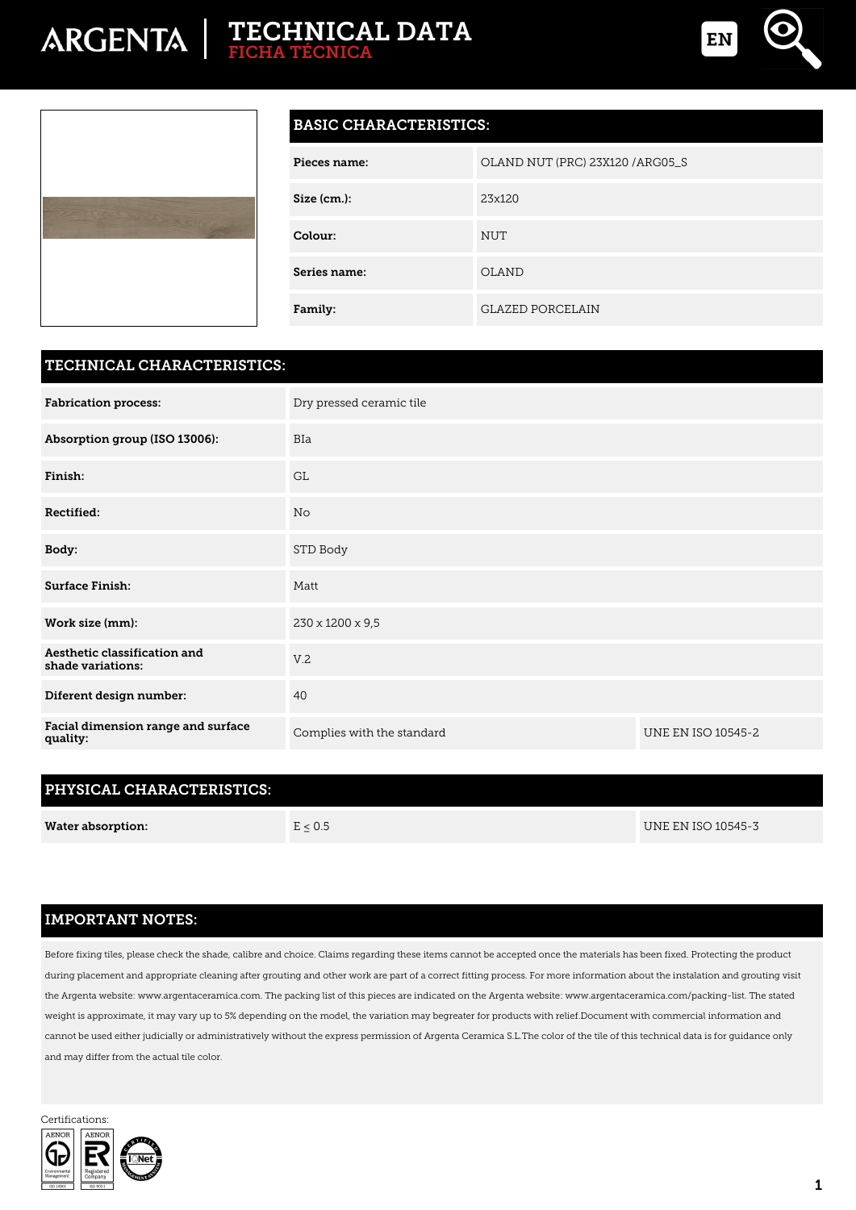# TECHNICAL DATA
## FICHA TÉCNICA

EN

| BASIC CHARACTERISTICS: | |
|---|---|
| **Pieces name:** | OLAND NUT (PRC) 23X120 /ARG05_S |
| **Size (cm.):** | 23x120 |
| **Colour:** | NUT |
| **Series name:** | OLAND |
| **Family:** | GLAZED PORCELAIN |

| TECHNICAL CHARACTERISTICS: | | |
|---|---|---|
| **Fabrication process:** | Dry pressed ceramic tile | |
| **Absorption group (ISO 13006):** | BIa | |
| **Finish:** | GL | |
| **Rectified:** | No | |
| **Body:** | STD Body | |
| **Surface Finish:** | Matt | |
| **Work size (mm):** | 230 x 1200 x 9,5 | |
| **Aesthetic classification and shade variations:** | V.2 | |
| **Diferent design number:** | 40 | |
| **Facial dimension range and surface quality:** | Complies with the standard | UNE EN ISO 10545-2 |

| PHYSICAL CHARACTERISTICS: | | |
|---|---|---|
| **Water absorption:** | E ≤ 0.5 | UNE EN ISO 10545-3 |

## IMPORTANT NOTES:

Before fixing tiles, please check the shade, calibre and choice. Claims regarding these items cannot be accepted once the materials has been fixed. Protecting the product during placement and appropriate cleaning after grouting and other work are part of a correct fitting process. For more information about the instalation and grouting visit the Argenta website: www.argentaceramica.com. The packing list of this pieces are indicated on the Argenta website: www.argentaceramica.com/packing-list. The stated weight is approximate, it may vary up to 5% depending on the model, the variation may begreater for products with relief.Document with commercial information and cannot be used either judicially or administratively without the express permission of Argenta Ceramica S.L.The color of the tile of this technical data is for guidance only and may differ from the actual tile color.

Certifications: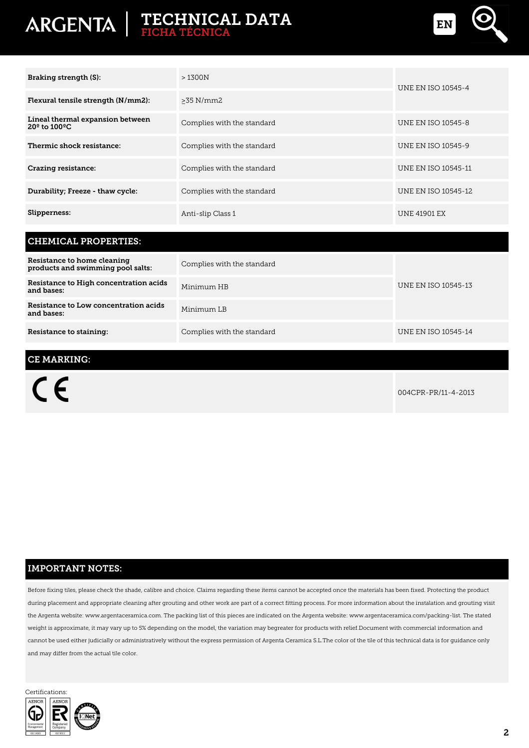# TECHNICAL DATA
## FICHA TÉCNICA

| | | |
|---|---|---|
| **Braking strength (S):** | > 1300N | UNE EN ISO 10545-4 |
| **Flexural tensile strength (N/mm2):** | ≥35 N/mm2 | |
| **Lineal thermal expansion between 20º to 100ºC** | Complies with the standard | UNE EN ISO 10545-8 |
| **Thermic shock resistance:** | Complies with the standard | UNE EN ISO 10545-9 |
| **Crazing resistance:** | Complies with the standard | UNE EN ISO 10545-11 |
| **Durability; Freeze - thaw cycle:** | Complies with the standard | UNE EN ISO 10545-12 |
| **Slipperness:** | Anti-slip Class 1 | UNE 41901 EX |

## CHEMICAL PROPERTIES:

| | | |
|---|---|---|
| **Resistance to home cleaning products and swimming pool salts:** | Complies with the standard | UNE EN ISO 10545-13 |
| **Resistance to High concentration acids and bases:** | Minimum HB | |
| **Resistance to Low concentration acids and bases:** | Minimum LB | |
| **Resistance to staining:** | Complies with the standard | UNE EN ISO 10545-14 |

## CE MARKING:

CE — 004CPR-PR/11-4-2013

## IMPORTANT NOTES:

Before fixing tiles, please check the shade, calibre and choice. Claims regarding these items cannot be accepted once the materials has been fixed. Protecting the product during placement and appropriate cleaning after grouting and other work are part of a correct fitting process. For more information about the instalation and grouting visit the Argenta website: www.argentaceramica.com. The packing list of this pieces are indicated on the Argenta website: www.argentaceramica.com/packing-list. The stated weight is approximate, it may vary up to 5% depending on the model, the variation may begreater for products with relief.Document with commercial information and cannot be used either judicially or administratively without the express permission of Argenta Ceramica S.L.The color of the tile of this technical data is for guidance only and may differ from the actual tile color.

Certifications: